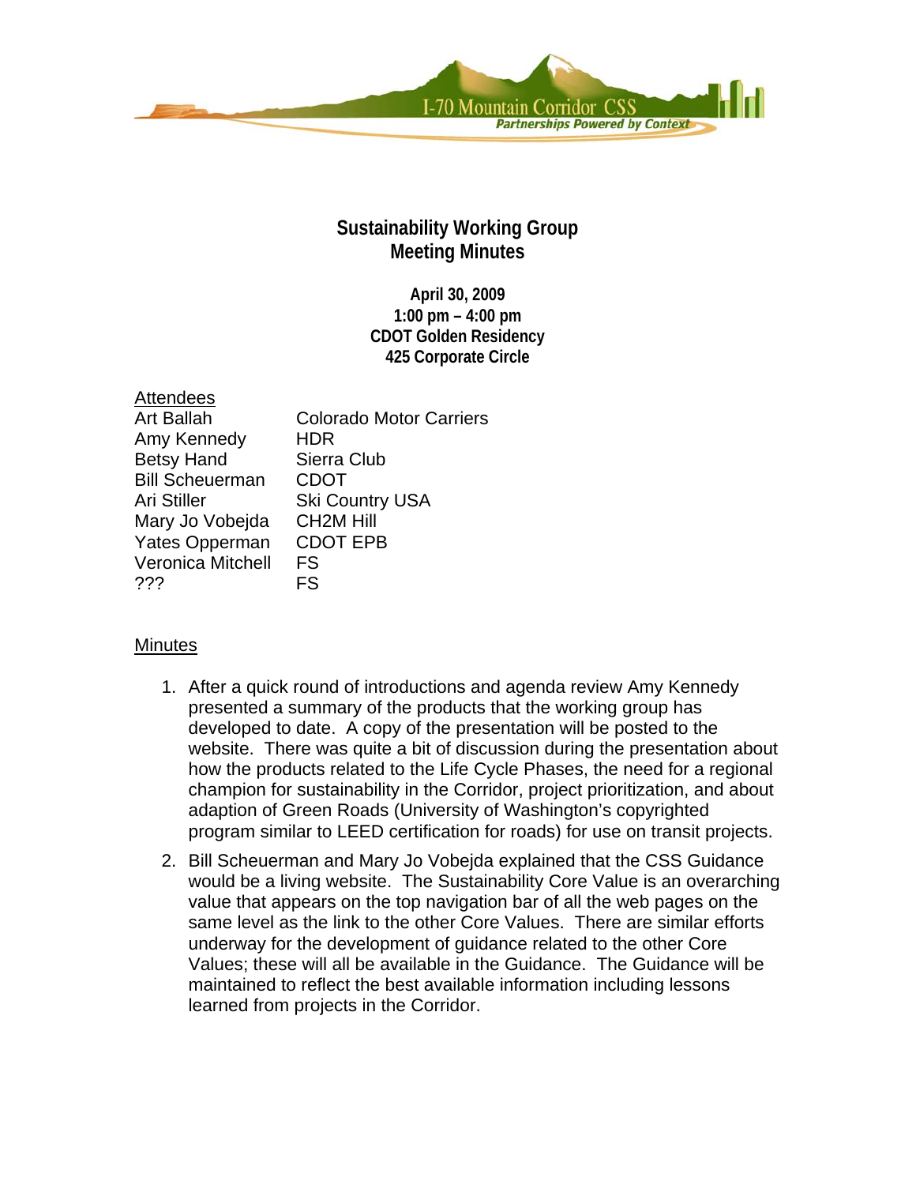I-70 Mountain Corridor CSS

*Partnerships Powered by Context*

# Sustainability Working Group
# Meeting Minutes

**April 30, 2009**
**1:00 pm – 4:00 pm**
**CDOT Golden Residency**
**425 Corporate Circle**

Attendees

| | |
|---|---|
| Art Ballah | Colorado Motor Carriers |
| Amy Kennedy | HDR |
| Betsy Hand | Sierra Club |
| Bill Scheuerman | CDOT |
| Ari Stiller | Ski Country USA |
| Mary Jo Vobejda | CH2M Hill |
| Yates Opperman | CDOT EPB |
| Veronica Mitchell | FS |
| ??? | FS |

Minutes

1. After a quick round of introductions and agenda review Amy Kennedy presented a summary of the products that the working group has developed to date. A copy of the presentation will be posted to the website. There was quite a bit of discussion during the presentation about how the products related to the Life Cycle Phases, the need for a regional champion for sustainability in the Corridor, project prioritization, and about adaption of Green Roads (University of Washington's copyrighted program similar to LEED certification for roads) for use on transit projects.

2. Bill Scheuerman and Mary Jo Vobejda explained that the CSS Guidance would be a living website. The Sustainability Core Value is an overarching value that appears on the top navigation bar of all the web pages on the same level as the link to the other Core Values. There are similar efforts underway for the development of guidance related to the other Core Values; these will all be available in the Guidance. The Guidance will be maintained to reflect the best available information including lessons learned from projects in the Corridor.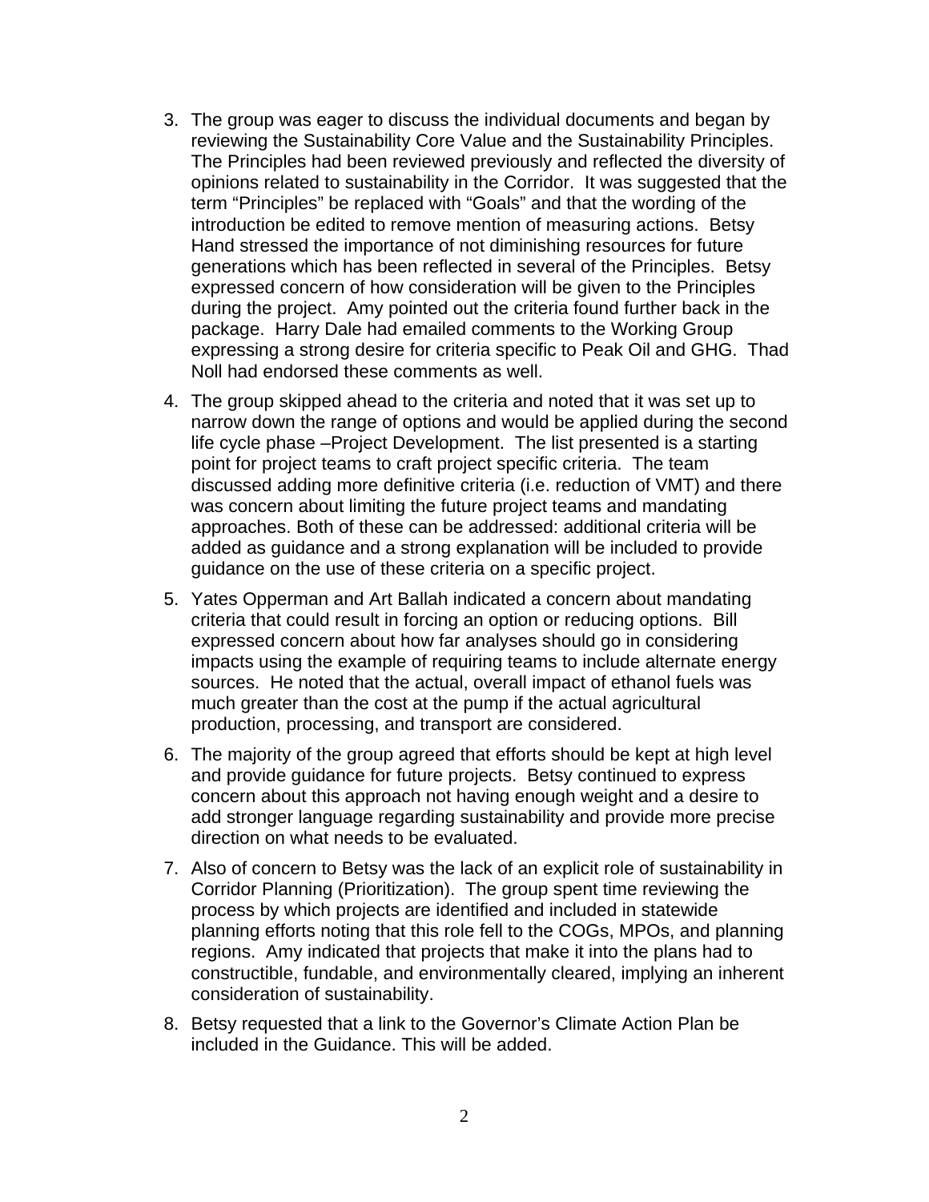3. The group was eager to discuss the individual documents and began by reviewing the Sustainability Core Value and the Sustainability Principles. The Principles had been reviewed previously and reflected the diversity of opinions related to sustainability in the Corridor. It was suggested that the term "Principles" be replaced with "Goals" and that the wording of the introduction be edited to remove mention of measuring actions. Betsy Hand stressed the importance of not diminishing resources for future generations which has been reflected in several of the Principles. Betsy expressed concern of how consideration will be given to the Principles during the project. Amy pointed out the criteria found further back in the package. Harry Dale had emailed comments to the Working Group expressing a strong desire for criteria specific to Peak Oil and GHG. Thad Noll had endorsed these comments as well.

4. The group skipped ahead to the criteria and noted that it was set up to narrow down the range of options and would be applied during the second life cycle phase –Project Development. The list presented is a starting point for project teams to craft project specific criteria. The team discussed adding more definitive criteria (i.e. reduction of VMT) and there was concern about limiting the future project teams and mandating approaches. Both of these can be addressed: additional criteria will be added as guidance and a strong explanation will be included to provide guidance on the use of these criteria on a specific project.

5. Yates Opperman and Art Ballah indicated a concern about mandating criteria that could result in forcing an option or reducing options. Bill expressed concern about how far analyses should go in considering impacts using the example of requiring teams to include alternate energy sources. He noted that the actual, overall impact of ethanol fuels was much greater than the cost at the pump if the actual agricultural production, processing, and transport are considered.

6. The majority of the group agreed that efforts should be kept at high level and provide guidance for future projects. Betsy continued to express concern about this approach not having enough weight and a desire to add stronger language regarding sustainability and provide more precise direction on what needs to be evaluated.

7. Also of concern to Betsy was the lack of an explicit role of sustainability in Corridor Planning (Prioritization). The group spent time reviewing the process by which projects are identified and included in statewide planning efforts noting that this role fell to the COGs, MPOs, and planning regions. Amy indicated that projects that make it into the plans had to constructible, fundable, and environmentally cleared, implying an inherent consideration of sustainability.

8. Betsy requested that a link to the Governor's Climate Action Plan be included in the Guidance. This will be added.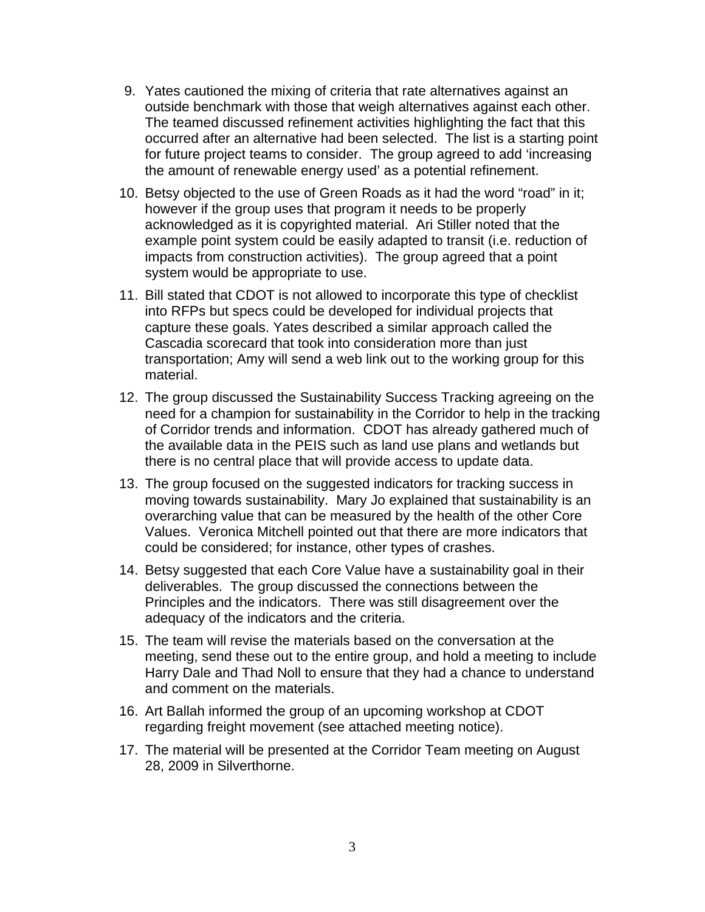9. Yates cautioned the mixing of criteria that rate alternatives against an outside benchmark with those that weigh alternatives against each other. The teamed discussed refinement activities highlighting the fact that this occurred after an alternative had been selected. The list is a starting point for future project teams to consider. The group agreed to add 'increasing the amount of renewable energy used' as a potential refinement.

10. Betsy objected to the use of Green Roads as it had the word "road" in it; however if the group uses that program it needs to be properly acknowledged as it is copyrighted material. Ari Stiller noted that the example point system could be easily adapted to transit (i.e. reduction of impacts from construction activities). The group agreed that a point system would be appropriate to use.

11. Bill stated that CDOT is not allowed to incorporate this type of checklist into RFPs but specs could be developed for individual projects that capture these goals. Yates described a similar approach called the Cascadia scorecard that took into consideration more than just transportation; Amy will send a web link out to the working group for this material.

12. The group discussed the Sustainability Success Tracking agreeing on the need for a champion for sustainability in the Corridor to help in the tracking of Corridor trends and information. CDOT has already gathered much of the available data in the PEIS such as land use plans and wetlands but there is no central place that will provide access to update data.

13. The group focused on the suggested indicators for tracking success in moving towards sustainability. Mary Jo explained that sustainability is an overarching value that can be measured by the health of the other Core Values. Veronica Mitchell pointed out that there are more indicators that could be considered; for instance, other types of crashes.

14. Betsy suggested that each Core Value have a sustainability goal in their deliverables. The group discussed the connections between the Principles and the indicators. There was still disagreement over the adequacy of the indicators and the criteria.

15. The team will revise the materials based on the conversation at the meeting, send these out to the entire group, and hold a meeting to include Harry Dale and Thad Noll to ensure that they had a chance to understand and comment on the materials.

16. Art Ballah informed the group of an upcoming workshop at CDOT regarding freight movement (see attached meeting notice).

17. The material will be presented at the Corridor Team meeting on August 28, 2009 in Silverthorne.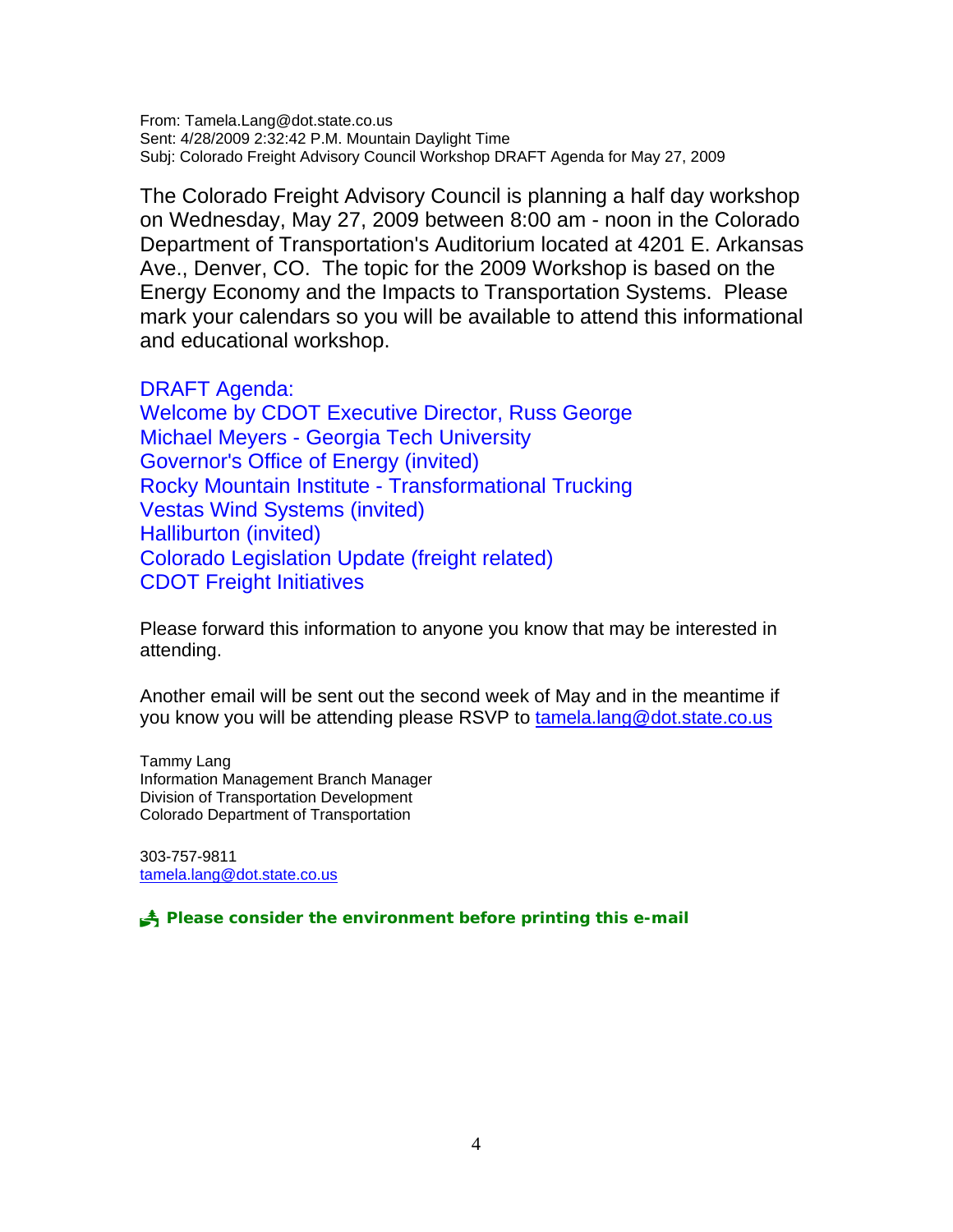From: Tamela.Lang@dot.state.co.us
Sent: 4/28/2009 2:32:42 P.M. Mountain Daylight Time
Subj: Colorado Freight Advisory Council Workshop DRAFT Agenda for May 27, 2009

The Colorado Freight Advisory Council is planning a half day workshop on Wednesday, May 27, 2009 between 8:00 am - noon in the Colorado Department of Transportation's Auditorium located at 4201 E. Arkansas Ave., Denver, CO. The topic for the 2009 Workshop is based on the Energy Economy and the Impacts to Transportation Systems. Please mark your calendars so you will be available to attend this informational and educational workshop.

DRAFT Agenda:
Welcome by CDOT Executive Director, Russ George
Michael Meyers - Georgia Tech University
Governor's Office of Energy (invited)
Rocky Mountain Institute - Transformational Trucking
Vestas Wind Systems (invited)
Halliburton (invited)
Colorado Legislation Update (freight related)
CDOT Freight Initiatives

Please forward this information to anyone you know that may be interested in attending.

Another email will be sent out the second week of May and in the meantime if you know you will be attending please RSVP to tamela.lang@dot.state.co.us

Tammy Lang
Information Management Branch Manager
Division of Transportation Development
Colorado Department of Transportation

303-757-9811
tamela.lang@dot.state.co.us

**Please consider the environment before printing this e-mail**